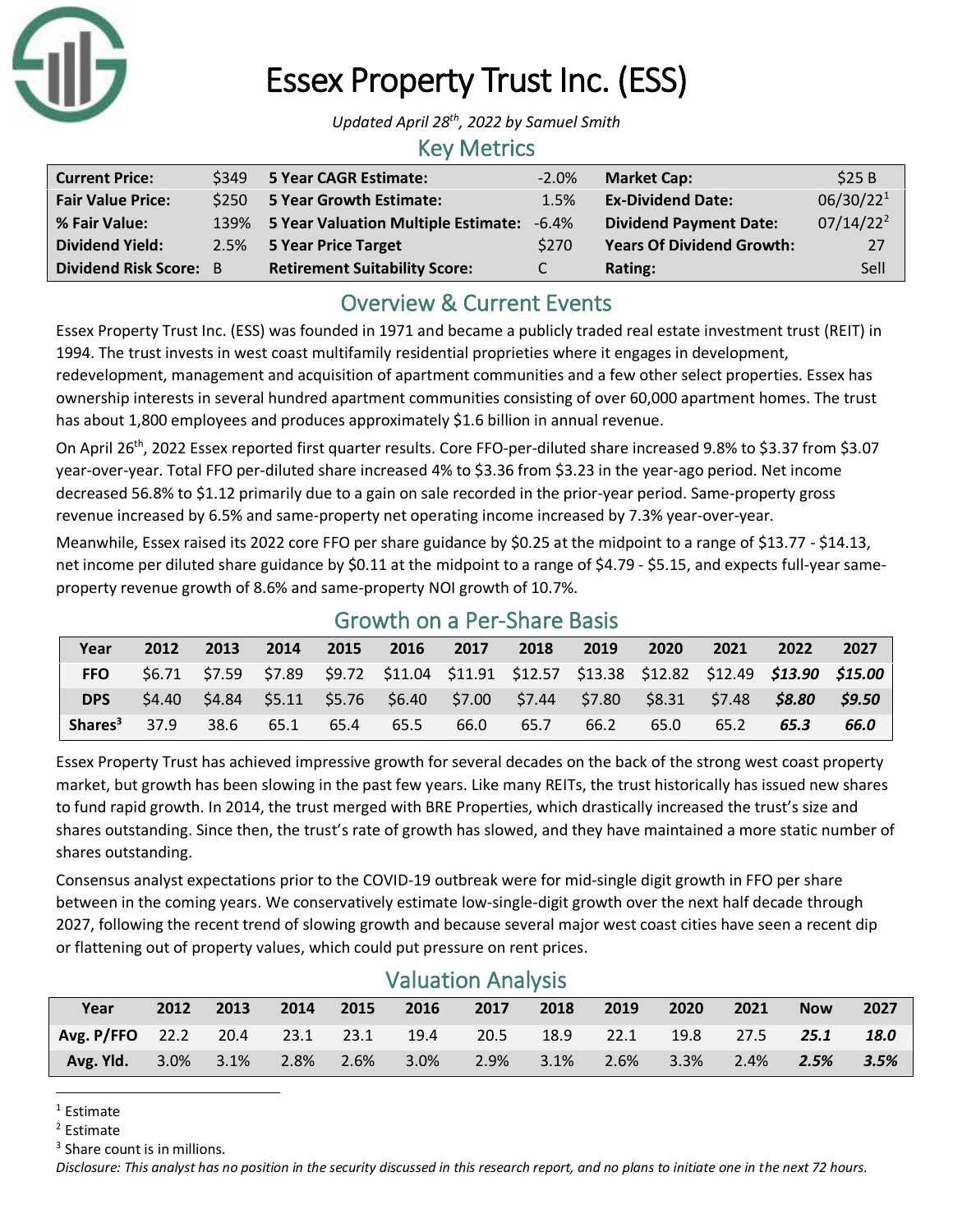# Essex Property Trust Inc. (ESS)

*Updated April 28th, 2022 by Samuel Smith*

## Key Metrics

| | | | | | |
|---|---|---|---|---|---|
| **Current Price:** | $349 | **5 Year CAGR Estimate:** | -2.0% | **Market Cap:** | $25 B |
| **Fair Value Price:** | $250 | **5 Year Growth Estimate:** | 1.5% | **Ex-Dividend Date:** | 06/30/22[1] |
| **% Fair Value:** | 139% | **5 Year Valuation Multiple Estimate:** | -6.4% | **Dividend Payment Date:** | 07/14/22[2] |
| **Dividend Yield:** | 2.5% | **5 Year Price Target** | $270 | **Years Of Dividend Growth:** | 27 |
| **Dividend Risk Score:** | B | **Retirement Suitability Score:** | C | **Rating:** | Sell |

## Overview & Current Events

Essex Property Trust Inc. (ESS) was founded in 1971 and became a publicly traded real estate investment trust (REIT) in 1994. The trust invests in west coast multifamily residential proprieties where it engages in development, redevelopment, management and acquisition of apartment communities and a few other select properties. Essex has ownership interests in several hundred apartment communities consisting of over 60,000 apartment homes. The trust has about 1,800 employees and produces approximately $1.6 billion in annual revenue.

On April 26th, 2022 Essex reported first quarter results. Core FFO-per-diluted share increased 9.8% to $3.37 from $3.07 year-over-year. Total FFO per-diluted share increased 4% to $3.36 from $3.23 in the year-ago period. Net income decreased 56.8% to $1.12 primarily due to a gain on sale recorded in the prior-year period. Same-property gross revenue increased by 6.5% and same-property net operating income increased by 7.3% year-over-year.

Meanwhile, Essex raised its 2022 core FFO per share guidance by $0.25 at the midpoint to a range of $13.77 - $14.13, net income per diluted share guidance by $0.11 at the midpoint to a range of $4.79 - $5.15, and expects full-year same-property revenue growth of 8.6% and same-property NOI growth of 10.7%.

## Growth on a Per-Share Basis

| Year | 2012 | 2013 | 2014 | 2015 | 2016 | 2017 | 2018 | 2019 | 2020 | 2021 | 2022 | 2027 |
|---|---|---|---|---|---|---|---|---|---|---|---|---|
| **FFO** | $6.71 | $7.59 | $7.89 | $9.72 | $11.04 | $11.91 | $12.57 | $13.38 | $12.82 | $12.49 | ***$13.90*** | ***$15.00*** |
| **DPS** | $4.40 | $4.84 | $5.11 | $5.76 | $6.40 | $7.00 | $7.44 | $7.80 | $8.31 | $7.48 | ***$8.80*** | ***$9.50*** |
| **Shares[3]** | 37.9 | 38.6 | 65.1 | 65.4 | 65.5 | 66.0 | 65.7 | 66.2 | 65.0 | 65.2 | ***65.3*** | ***66.0*** |

Essex Property Trust has achieved impressive growth for several decades on the back of the strong west coast property market, but growth has been slowing in the past few years. Like many REITs, the trust historically has issued new shares to fund rapid growth. In 2014, the trust merged with BRE Properties, which drastically increased the trust's size and shares outstanding. Since then, the trust's rate of growth has slowed, and they have maintained a more static number of shares outstanding.

Consensus analyst expectations prior to the COVID-19 outbreak were for mid-single digit growth in FFO per share between in the coming years. We conservatively estimate low-single-digit growth over the next half decade through 2027, following the recent trend of slowing growth and because several major west coast cities have seen a recent dip or flattening out of property values, which could put pressure on rent prices.

## Valuation Analysis

| Year | 2012 | 2013 | 2014 | 2015 | 2016 | 2017 | 2018 | 2019 | 2020 | 2021 | Now | 2027 |
|---|---|---|---|---|---|---|---|---|---|---|---|---|
| **Avg. P/FFO** | 22.2 | 20.4 | 23.1 | 23.1 | 19.4 | 20.5 | 18.9 | 22.1 | 19.8 | 27.5 | ***25.1*** | ***18.0*** |
| **Avg. Yld.** | 3.0% | 3.1% | 2.8% | 2.6% | 3.0% | 2.9% | 3.1% | 2.6% | 3.3% | 2.4% | ***2.5%*** | ***3.5%*** |

---

[1] Estimate

[2] Estimate

[3] Share count is in millions.

*Disclosure: This analyst has no position in the security discussed in this research report, and no plans to initiate one in the next 72 hours.*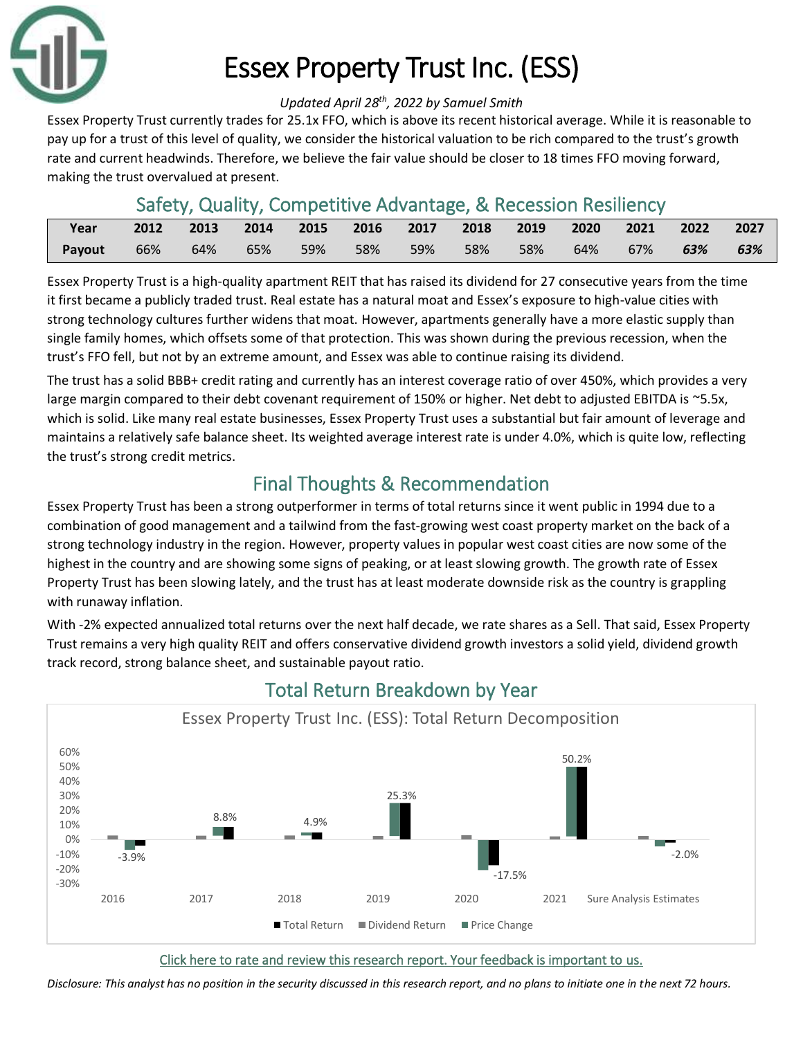# Essex Property Trust Inc. (ESS)

*Updated April 28th, 2022 by Samuel Smith*

Essex Property Trust currently trades for 25.1x FFO, which is above its recent historical average. While it is reasonable to pay up for a trust of this level of quality, we consider the historical valuation to be rich compared to the trust's growth rate and current headwinds. Therefore, we believe the fair value should be closer to 18 times FFO moving forward, making the trust overvalued at present.

## Safety, Quality, Competitive Advantage, & Recession Resiliency

| Year | 2012 | 2013 | 2014 | 2015 | 2016 | 2017 | 2018 | 2019 | 2020 | 2021 | 2022 | 2027 |
|---|---|---|---|---|---|---|---|---|---|---|---|---|
| Payout | 66% | 64% | 65% | 59% | 58% | 59% | 58% | 58% | 64% | 67% | ***63%*** | ***63%*** |

Essex Property Trust is a high-quality apartment REIT that has raised its dividend for 27 consecutive years from the time it first became a publicly traded trust. Real estate has a natural moat and Essex's exposure to high-value cities with strong technology cultures further widens that moat. However, apartments generally have a more elastic supply than single family homes, which offsets some of that protection. This was shown during the previous recession, when the trust's FFO fell, but not by an extreme amount, and Essex was able to continue raising its dividend.

The trust has a solid BBB+ credit rating and currently has an interest coverage ratio of over 450%, which provides a very large margin compared to their debt covenant requirement of 150% or higher. Net debt to adjusted EBITDA is ~5.5x, which is solid. Like many real estate businesses, Essex Property Trust uses a substantial but fair amount of leverage and maintains a relatively safe balance sheet. Its weighted average interest rate is under 4.0%, which is quite low, reflecting the trust's strong credit metrics.

## Final Thoughts & Recommendation

Essex Property Trust has been a strong outperformer in terms of total returns since it went public in 1994 due to a combination of good management and a tailwind from the fast-growing west coast property market on the back of a strong technology industry in the region. However, property values in popular west coast cities are now some of the highest in the country and are showing some signs of peaking, or at least slowing growth. The growth rate of Essex Property Trust has been slowing lately, and the trust has at least moderate downside risk as the country is grappling with runaway inflation.

With -2% expected annualized total returns over the next half decade, we rate shares as a Sell. That said, Essex Property Trust remains a very high quality REIT and offers conservative dividend growth investors a solid yield, dividend growth track record, strong balance sheet, and sustainable payout ratio.

## Total Return Breakdown by Year

Essex Property Trust Inc. (ESS): Total Return Decomposition

| Year | Total Return |
|---|---|
| 2016 | -3.9% |
| 2017 | 8.8% |
| 2018 | 4.9% |
| 2019 | 25.3% |
| 2020 | -17.5% |
| 2021 | 50.2% |
| Sure Analysis Estimates | -2.0% |

Total Return · Dividend Return · Price Change

Click here to rate and review this research report. Your feedback is important to us.

*Disclosure: This analyst has no position in the security discussed in this research report, and no plans to initiate one in the next 72 hours.*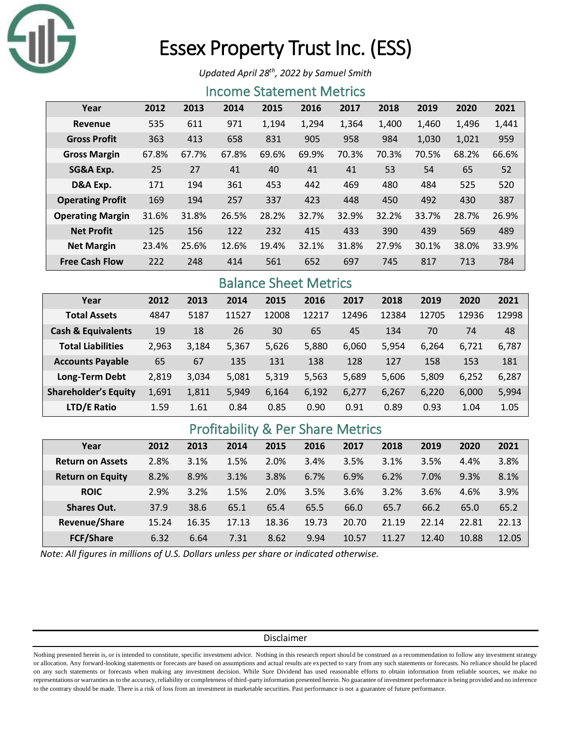# Essex Property Trust Inc. (ESS)

*Updated April 28th, 2022 by Samuel Smith*

## Income Statement Metrics

| Year | 2012 | 2013 | 2014 | 2015 | 2016 | 2017 | 2018 | 2019 | 2020 | 2021 |
|---|---|---|---|---|---|---|---|---|---|---|
| Revenue | 535 | 611 | 971 | 1,194 | 1,294 | 1,364 | 1,400 | 1,460 | 1,496 | 1,441 |
| Gross Profit | 363 | 413 | 658 | 831 | 905 | 958 | 984 | 1,030 | 1,021 | 959 |
| Gross Margin | 67.8% | 67.7% | 67.8% | 69.6% | 69.9% | 70.3% | 70.3% | 70.5% | 68.2% | 66.6% |
| SG&A Exp. | 25 | 27 | 41 | 40 | 41 | 41 | 53 | 54 | 65 | 52 |
| D&A Exp. | 171 | 194 | 361 | 453 | 442 | 469 | 480 | 484 | 525 | 520 |
| Operating Profit | 169 | 194 | 257 | 337 | 423 | 448 | 450 | 492 | 430 | 387 |
| Operating Margin | 31.6% | 31.8% | 26.5% | 28.2% | 32.7% | 32.9% | 32.2% | 33.7% | 28.7% | 26.9% |
| Net Profit | 125 | 156 | 122 | 232 | 415 | 433 | 390 | 439 | 569 | 489 |
| Net Margin | 23.4% | 25.6% | 12.6% | 19.4% | 32.1% | 31.8% | 27.9% | 30.1% | 38.0% | 33.9% |
| Free Cash Flow | 222 | 248 | 414 | 561 | 652 | 697 | 745 | 817 | 713 | 784 |

## Balance Sheet Metrics

| Year | 2012 | 2013 | 2014 | 2015 | 2016 | 2017 | 2018 | 2019 | 2020 | 2021 |
|---|---|---|---|---|---|---|---|---|---|---|
| Total Assets | 4847 | 5187 | 11527 | 12008 | 12217 | 12496 | 12384 | 12705 | 12936 | 12998 |
| Cash & Equivalents | 19 | 18 | 26 | 30 | 65 | 45 | 134 | 70 | 74 | 48 |
| Total Liabilities | 2,963 | 3,184 | 5,367 | 5,626 | 5,880 | 6,060 | 5,954 | 6,264 | 6,721 | 6,787 |
| Accounts Payable | 65 | 67 | 135 | 131 | 138 | 128 | 127 | 158 | 153 | 181 |
| Long-Term Debt | 2,819 | 3,034 | 5,081 | 5,319 | 5,563 | 5,689 | 5,606 | 5,809 | 6,252 | 6,287 |
| Shareholder's Equity | 1,691 | 1,811 | 5,949 | 6,164 | 6,192 | 6,277 | 6,267 | 6,220 | 6,000 | 5,994 |
| LTD/E Ratio | 1.59 | 1.61 | 0.84 | 0.85 | 0.90 | 0.91 | 0.89 | 0.93 | 1.04 | 1.05 |

## Profitability & Per Share Metrics

| Year | 2012 | 2013 | 2014 | 2015 | 2016 | 2017 | 2018 | 2019 | 2020 | 2021 |
|---|---|---|---|---|---|---|---|---|---|---|
| Return on Assets | 2.8% | 3.1% | 1.5% | 2.0% | 3.4% | 3.5% | 3.1% | 3.5% | 4.4% | 3.8% |
| Return on Equity | 8.2% | 8.9% | 3.1% | 3.8% | 6.7% | 6.9% | 6.2% | 7.0% | 9.3% | 8.1% |
| ROIC | 2.9% | 3.2% | 1.5% | 2.0% | 3.5% | 3.6% | 3.2% | 3.6% | 4.6% | 3.9% |
| Shares Out. | 37.9 | 38.6 | 65.1 | 65.4 | 65.5 | 66.0 | 65.7 | 66.2 | 65.0 | 65.2 |
| Revenue/Share | 15.24 | 16.35 | 17.13 | 18.36 | 19.73 | 20.70 | 21.19 | 22.14 | 22.81 | 22.13 |
| FCF/Share | 6.32 | 6.64 | 7.31 | 8.62 | 9.94 | 10.57 | 11.27 | 12.40 | 10.88 | 12.05 |

*Note: All figures in millions of U.S. Dollars unless per share or indicated otherwise.*

---

Disclaimer

Nothing presented herein is, or is intended to constitute, specific investment advice. Nothing in this research report should be construed as a recommendation to follow any investment strategy or allocation. Any forward-looking statements or forecasts are based on assumptions and actual results are expected to vary from any such statements or forecasts. No reliance should be placed on any such statements or forecasts when making any investment decision. While Sure Dividend has used reasonable efforts to obtain information from reliable sources, we make no representations or warranties as to the accuracy, reliability or completeness of third-party information presented herein. No guarantee of investment performance is being provided and no inference to the contrary should be made. There is a risk of loss from an investment in marketable securities. Past performance is not a guarantee of future performance.